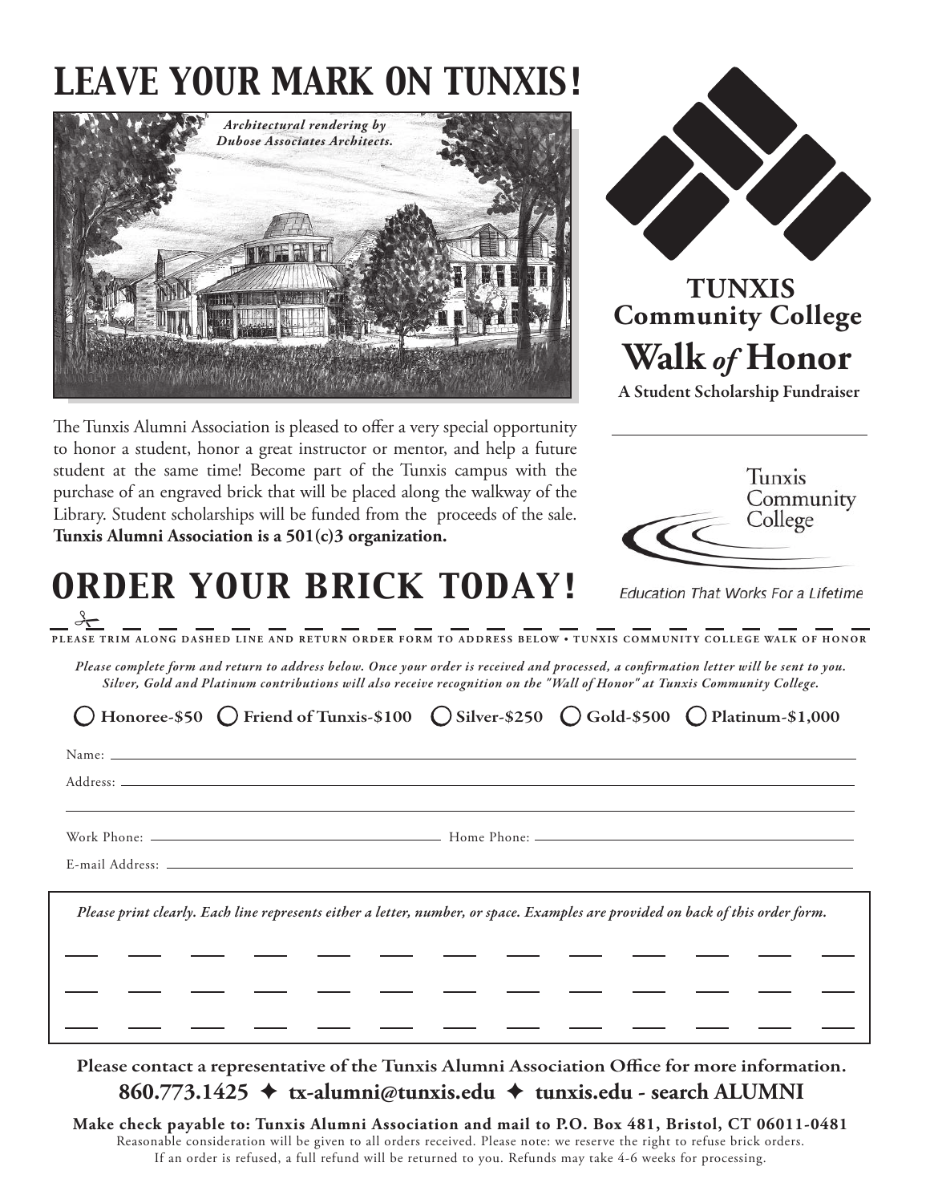# LEAVE YOUR MARK ON TUNXIS!

*Architectural rendering by Dubose Associates Architects.*

**TUNXIS Community College**

**Walk *of* Honor**

**A Student Scholarship Fundraiser**

Tunxis Community College

Education That Works For a Lifetime

The Tunxis Alumni Association is pleased to offer a very special opportunity to honor a student, honor a great instructor or mentor, and help a future student at the same time! Become part of the Tunxis campus with the purchase of an engraved brick that will be placed along the walkway of the Library. Student scholarships will be funded from the proceeds of the sale. **Tunxis Alumni Association is a 501(c)3 organization.**

# ORDER YOUR BRICK TODAY!

PLEASE TRIM ALONG DASHED LINE AND RETURN ORDER FORM TO ADDRESS BELOW • TUNXIS COMMUNITY COLLEGE WALK OF HONOR

*Please complete form and return to address below. Once your order is received and processed, a confirmation letter will be sent to you. Silver, Gold and Platinum contributions will also receive recognition on the "Wall of Honor" at Tunxis Community College.*

◯ **Honoree-$50** ◯ **Friend of Tunxis-$100** ◯ **Silver-$250** ◯ **Gold-$500** ◯ **Platinum-$1,000**

Name: ______________________________

Address: ______________________________

______________________________

Work Phone: ______________ Home Phone: ______________

E-mail Address: ______________________________

*Please print clearly. Each line represents either a letter, number, or space. Examples are provided on back of this order form.*

\_\_\_ \_\_\_ \_\_\_ \_\_\_ \_\_\_ \_\_\_ \_\_\_ \_\_\_ \_\_\_ \_\_\_ \_\_\_ \_\_\_ \_\_\_

\_\_\_ \_\_\_ \_\_\_ \_\_\_ \_\_\_ \_\_\_ \_\_\_ \_\_\_ \_\_\_ \_\_\_ \_\_\_ \_\_\_ \_\_\_

\_\_\_ \_\_\_ \_\_\_ \_\_\_ \_\_\_ \_\_\_ \_\_\_ \_\_\_ \_\_\_ \_\_\_ \_\_\_ \_\_\_ \_\_\_

**Please contact a representative of the Tunxis Alumni Association Office for more information.**

**860.773.1425 ✦ tx-alumni@tunxis.edu ✦ tunxis.edu - search ALUMNI**

**Make check payable to: Tunxis Alumni Association and mail to P.O. Box 481, Bristol, CT 06011-0481**

Reasonable consideration will be given to all orders received. Please note: we reserve the right to refuse brick orders. If an order is refused, a full refund will be returned to you. Refunds may take 4-6 weeks for processing.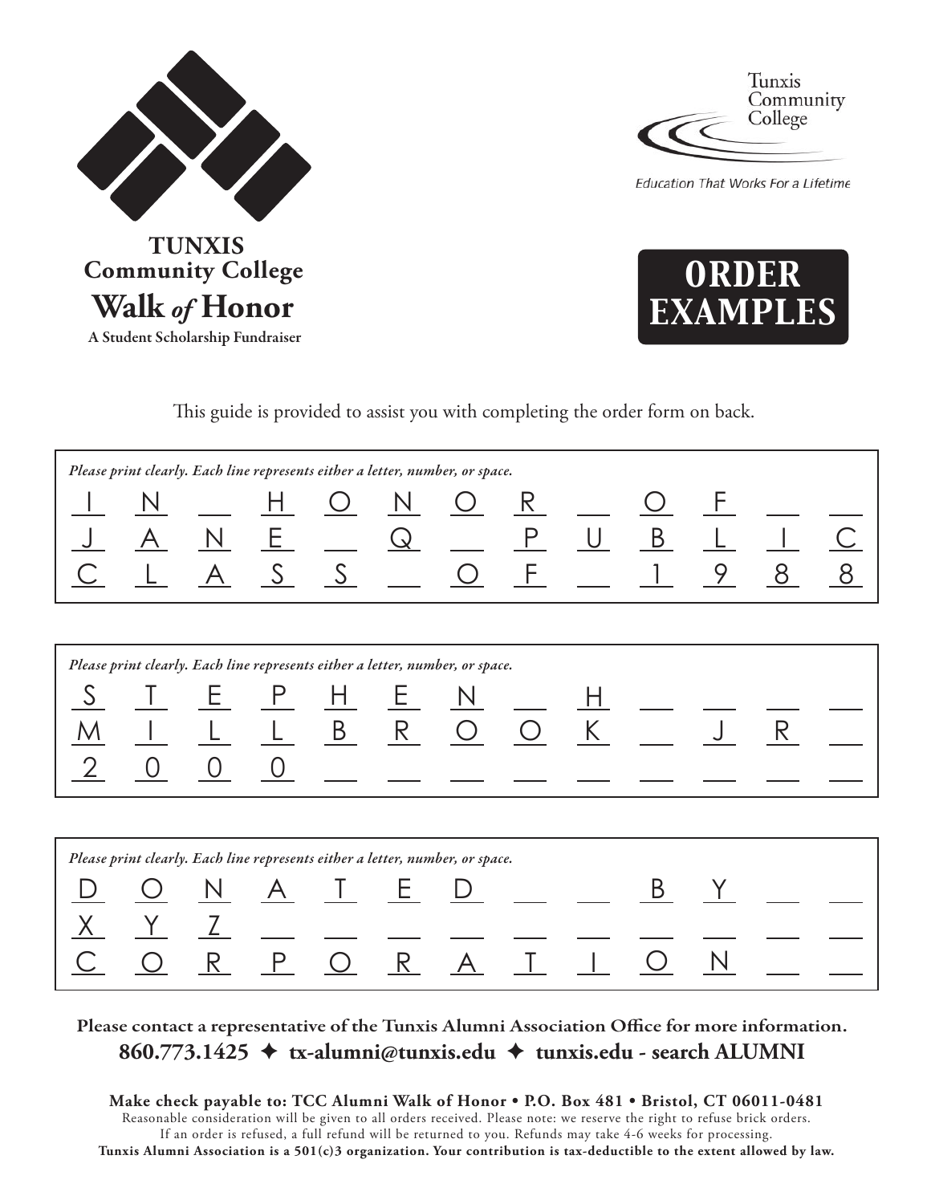**TUNXIS**
**Community College**
**Walk *of* Honor**
**A Student Scholarship Fundraiser**

Tunxis Community College

*Education That Works For a Lifetime*

# ORDER EXAMPLES

This guide is provided to assist you with completing the order form on back.

*Please print clearly. Each line represents either a letter, number, or space.*

| | | | | | | | | | | | | |
|---|---|---|---|---|---|---|---|---|---|---|---|---|
| I | N | | H | O | N | O | R | | O | F | | |
| J | A | N | E | | Q | | P | U | B | L | I | C |
| C | L | A | S | S | | O | F | | 1 | 9 | 8 | 8 |

*Please print clearly. Each line represents either a letter, number, or space.*

| | | | | | | | | | | | | |
|---|---|---|---|---|---|---|---|---|---|---|---|---|
| S | T | E | P | H | E | N | | H | | | | |
| M | I | L | L | B | R | O | O | K | | J | R | |
| 2 | 0 | 0 | 0 | | | | | | | | | |

*Please print clearly. Each line represents either a letter, number, or space.*

| | | | | | | | | | | | | |
|---|---|---|---|---|---|---|---|---|---|---|---|---|
| D | O | N | A | T | E | D | | | B | Y | | |
| X | Y | Z | | | | | | | | | | |
| C | O | R | P | O | R | A | T | I | O | N | | |

**Please contact a representative of the Tunxis Alumni Association Office for more information.**

**860.773.1425 ✦ tx-alumni@tunxis.edu ✦ tunxis.edu - search ALUMNI**

**Make check payable to: TCC Alumni Walk of Honor • P.O. Box 481 • Bristol, CT 06011-0481**

Reasonable consideration will be given to all orders received. Please note: we reserve the right to refuse brick orders. If an order is refused, a full refund will be returned to you. Refunds may take 4-6 weeks for processing.

**Tunxis Alumni Association is a 501(c)3 organization. Your contribution is tax-deductible to the extent allowed by law.**